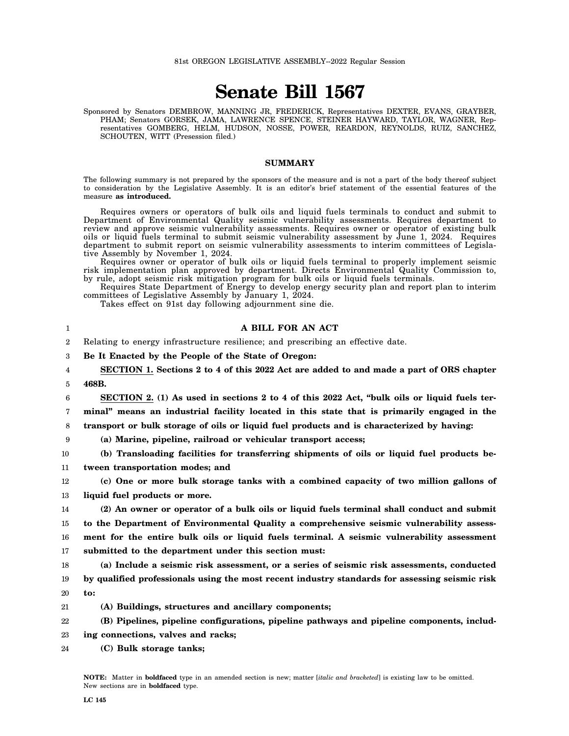81st OREGON LEGISLATIVE ASSEMBLY--2022 Regular Session

# Senate Bill 1567

Sponsored by Senators DEMBROW, MANNING JR, FREDERICK, Representatives DEXTER, EVANS, GRAYBER, PHAM; Senators GORSEK, JAMA, LAWRENCE SPENCE, STEINER HAYWARD, TAYLOR, WAGNER, Representatives GOMBERG, HELM, HUDSON, NOSSE, POWER, REARDON, REYNOLDS, RUIZ, SANCHEZ, SCHOUTEN, WITT (Presession filed.)

## SUMMARY

The following summary is not prepared by the sponsors of the measure and is not a part of the body thereof subject to consideration by the Legislative Assembly. It is an editor's brief statement of the essential features of the measure **as introduced.**

Requires owners or operators of bulk oils and liquid fuels terminals to conduct and submit to Department of Environmental Quality seismic vulnerability assessments. Requires department to review and approve seismic vulnerability assessments. Requires owner or operator of existing bulk oils or liquid fuels terminal to submit seismic vulnerability assessment by June 1, 2024. Requires department to submit report on seismic vulnerability assessments to interim committees of Legislative Assembly by November 1, 2024.

Requires owner or operator of bulk oils or liquid fuels terminal to properly implement seismic risk implementation plan approved by department. Directs Environmental Quality Commission to, by rule, adopt seismic risk mitigation program for bulk oils or liquid fuels terminals.

Requires State Department of Energy to develop energy security plan and report plan to interim committees of Legislative Assembly by January 1, 2024.

Takes effect on 91st day following adjournment sine die.

**A BILL FOR AN ACT**

Relating to energy infrastructure resilience; and prescribing an effective date.

**Be It Enacted by the People of the State of Oregon:**

**SECTION 1. Sections 2 to 4 of this 2022 Act are added to and made a part of ORS chapter 468B.**

**SECTION 2. (1) As used in sections 2 to 4 of this 2022 Act, "bulk oils or liquid fuels terminal" means an industrial facility located in this state that is primarily engaged in the transport or bulk storage of oils or liquid fuel products and is characterized by having:**

**(a) Marine, pipeline, railroad or vehicular transport access;**

**(b) Transloading facilities for transferring shipments of oils or liquid fuel products between transportation modes; and**

**(c) One or more bulk storage tanks with a combined capacity of two million gallons of liquid fuel products or more.**

**(2) An owner or operator of a bulk oils or liquid fuels terminal shall conduct and submit to the Department of Environmental Quality a comprehensive seismic vulnerability assessment for the entire bulk oils or liquid fuels terminal. A seismic vulnerability assessment submitted to the department under this section must:**

**(a) Include a seismic risk assessment, or a series of seismic risk assessments, conducted by qualified professionals using the most recent industry standards for assessing seismic risk to:**

**(A) Buildings, structures and ancillary components;**

**(B) Pipelines, pipeline configurations, pipeline pathways and pipeline components, including connections, valves and racks;**

**(C) Bulk storage tanks;**

NOTE: Matter in **boldfaced** type in an amended section is new; matter [*italic and bracketed*] is existing law to be omitted. New sections are in **boldfaced** type.

LC 145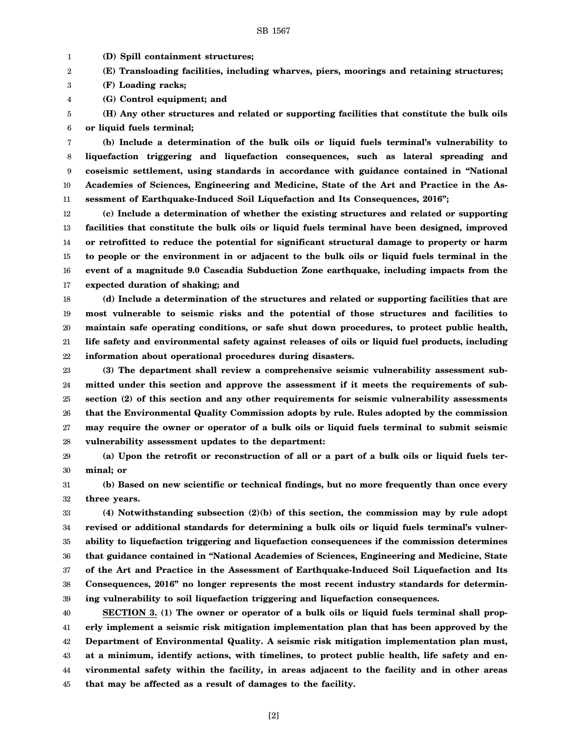**(D) Spill containment structures;**

**(E) Transloading facilities, including wharves, piers, moorings and retaining structures;**

**(F) Loading racks;**

**(G) Control equipment; and**

**(H) Any other structures and related or supporting facilities that constitute the bulk oils or liquid fuels terminal;**

**(b) Include a determination of the bulk oils or liquid fuels terminal's vulnerability to liquefaction triggering and liquefaction consequences, such as lateral spreading and coseismic settlement, using standards in accordance with guidance contained in "National Academies of Sciences, Engineering and Medicine, State of the Art and Practice in the Assessment of Earthquake-Induced Soil Liquefaction and Its Consequences, 2016";**

**(c) Include a determination of whether the existing structures and related or supporting facilities that constitute the bulk oils or liquid fuels terminal have been designed, improved or retrofitted to reduce the potential for significant structural damage to property or harm to people or the environment in or adjacent to the bulk oils or liquid fuels terminal in the event of a magnitude 9.0 Cascadia Subduction Zone earthquake, including impacts from the expected duration of shaking; and**

**(d) Include a determination of the structures and related or supporting facilities that are most vulnerable to seismic risks and the potential of those structures and facilities to maintain safe operating conditions, or safe shut down procedures, to protect public health, life safety and environmental safety against releases of oils or liquid fuel products, including information about operational procedures during disasters.**

**(3) The department shall review a comprehensive seismic vulnerability assessment submitted under this section and approve the assessment if it meets the requirements of subsection (2) of this section and any other requirements for seismic vulnerability assessments that the Environmental Quality Commission adopts by rule. Rules adopted by the commission may require the owner or operator of a bulk oils or liquid fuels terminal to submit seismic vulnerability assessment updates to the department:**

**(a) Upon the retrofit or reconstruction of all or a part of a bulk oils or liquid fuels terminal; or**

**(b) Based on new scientific or technical findings, but no more frequently than once every three years.**

**(4) Notwithstanding subsection (2)(b) of this section, the commission may by rule adopt revised or additional standards for determining a bulk oils or liquid fuels terminal's vulnerability to liquefaction triggering and liquefaction consequences if the commission determines that guidance contained in "National Academies of Sciences, Engineering and Medicine, State of the Art and Practice in the Assessment of Earthquake-Induced Soil Liquefaction and Its Consequences, 2016" no longer represents the most recent industry standards for determining vulnerability to soil liquefaction triggering and liquefaction consequences.**

<u>**SECTION 3.**</u> **(1) The owner or operator of a bulk oils or liquid fuels terminal shall properly implement a seismic risk mitigation implementation plan that has been approved by the Department of Environmental Quality. A seismic risk mitigation implementation plan must, at a minimum, identify actions, with timelines, to protect public health, life safety and environmental safety within the facility, in areas adjacent to the facility and in other areas that may be affected as a result of damages to the facility.**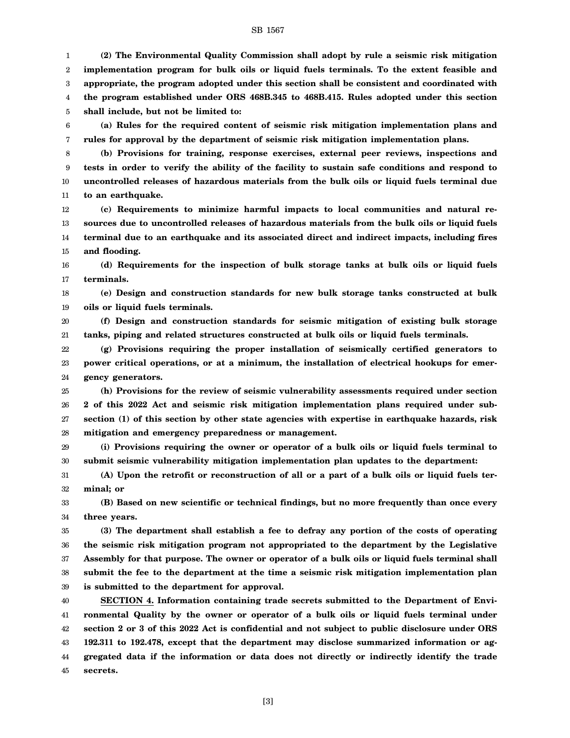**(2) The Environmental Quality Commission shall adopt by rule a seismic risk mitigation implementation program for bulk oils or liquid fuels terminals. To the extent feasible and appropriate, the program adopted under this section shall be consistent and coordinated with the program established under ORS 468B.345 to 468B.415. Rules adopted under this section shall include, but not be limited to:**

**(a) Rules for the required content of seismic risk mitigation implementation plans and rules for approval by the department of seismic risk mitigation implementation plans.**

**(b) Provisions for training, response exercises, external peer reviews, inspections and tests in order to verify the ability of the facility to sustain safe conditions and respond to uncontrolled releases of hazardous materials from the bulk oils or liquid fuels terminal due to an earthquake.**

**(c) Requirements to minimize harmful impacts to local communities and natural resources due to uncontrolled releases of hazardous materials from the bulk oils or liquid fuels terminal due to an earthquake and its associated direct and indirect impacts, including fires and flooding.**

**(d) Requirements for the inspection of bulk storage tanks at bulk oils or liquid fuels terminals.**

**(e) Design and construction standards for new bulk storage tanks constructed at bulk oils or liquid fuels terminals.**

**(f) Design and construction standards for seismic mitigation of existing bulk storage tanks, piping and related structures constructed at bulk oils or liquid fuels terminals.**

**(g) Provisions requiring the proper installation of seismically certified generators to power critical operations, or at a minimum, the installation of electrical hookups for emergency generators.**

**(h) Provisions for the review of seismic vulnerability assessments required under section 2 of this 2022 Act and seismic risk mitigation implementation plans required under subsection (1) of this section by other state agencies with expertise in earthquake hazards, risk mitigation and emergency preparedness or management.**

**(i) Provisions requiring the owner or operator of a bulk oils or liquid fuels terminal to submit seismic vulnerability mitigation implementation plan updates to the department:**

**(A) Upon the retrofit or reconstruction of all or a part of a bulk oils or liquid fuels terminal; or**

**(B) Based on new scientific or technical findings, but no more frequently than once every three years.**

**(3) The department shall establish a fee to defray any portion of the costs of operating the seismic risk mitigation program not appropriated to the department by the Legislative Assembly for that purpose. The owner or operator of a bulk oils or liquid fuels terminal shall submit the fee to the department at the time a seismic risk mitigation implementation plan is submitted to the department for approval.**

**SECTION 4. Information containing trade secrets submitted to the Department of Environmental Quality by the owner or operator of a bulk oils or liquid fuels terminal under section 2 or 3 of this 2022 Act is confidential and not subject to public disclosure under ORS 192.311 to 192.478, except that the department may disclose summarized information or aggregated data if the information or data does not directly or indirectly identify the trade secrets.**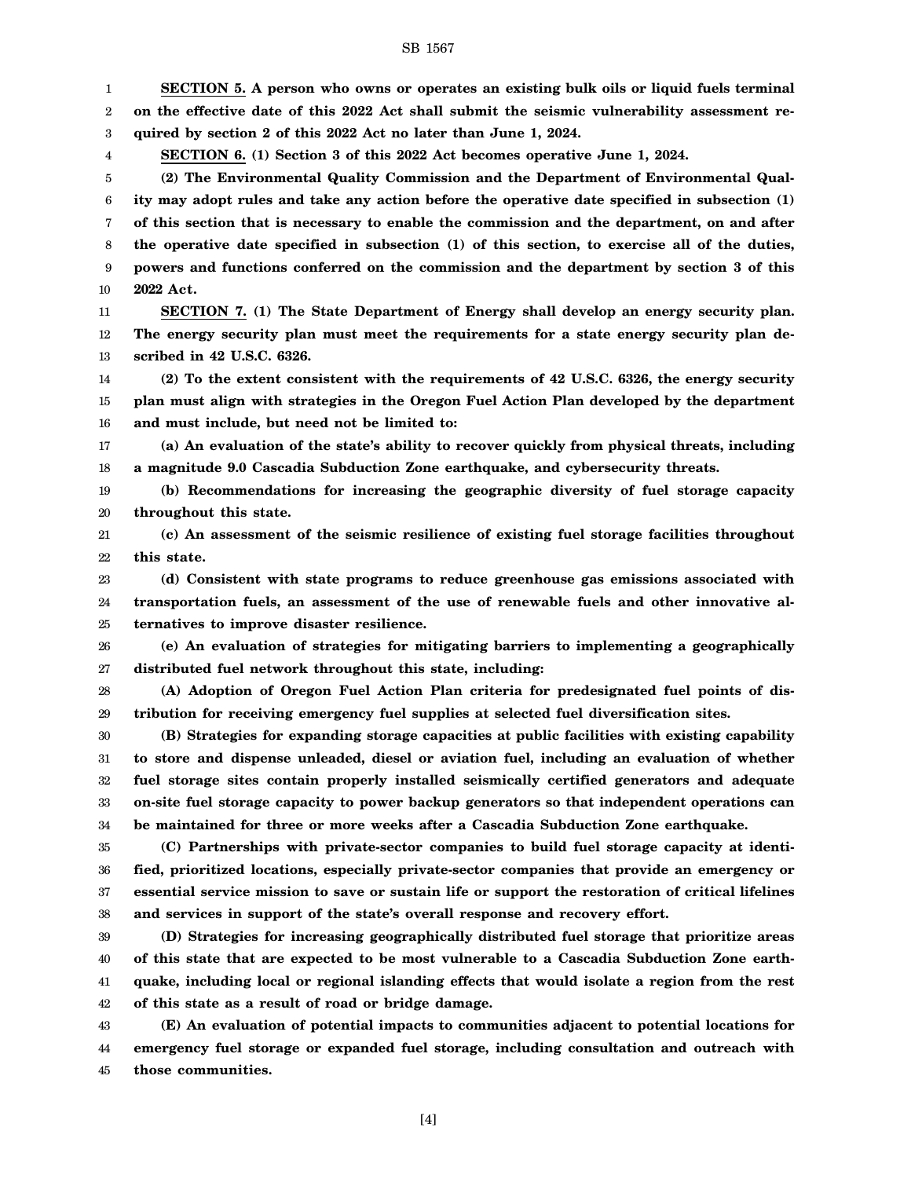**SECTION 5. A person who owns or operates an existing bulk oils or liquid fuels terminal on the effective date of this 2022 Act shall submit the seismic vulnerability assessment required by section 2 of this 2022 Act no later than June 1, 2024.**

**SECTION 6. (1) Section 3 of this 2022 Act becomes operative June 1, 2024.**

**(2) The Environmental Quality Commission and the Department of Environmental Quality may adopt rules and take any action before the operative date specified in subsection (1) of this section that is necessary to enable the commission and the department, on and after the operative date specified in subsection (1) of this section, to exercise all of the duties, powers and functions conferred on the commission and the department by section 3 of this 2022 Act.**

**SECTION 7. (1) The State Department of Energy shall develop an energy security plan. The energy security plan must meet the requirements for a state energy security plan described in 42 U.S.C. 6326.**

**(2) To the extent consistent with the requirements of 42 U.S.C. 6326, the energy security plan must align with strategies in the Oregon Fuel Action Plan developed by the department and must include, but need not be limited to:**

**(a) An evaluation of the state's ability to recover quickly from physical threats, including a magnitude 9.0 Cascadia Subduction Zone earthquake, and cybersecurity threats.**

**(b) Recommendations for increasing the geographic diversity of fuel storage capacity throughout this state.**

**(c) An assessment of the seismic resilience of existing fuel storage facilities throughout this state.**

**(d) Consistent with state programs to reduce greenhouse gas emissions associated with transportation fuels, an assessment of the use of renewable fuels and other innovative alternatives to improve disaster resilience.**

**(e) An evaluation of strategies for mitigating barriers to implementing a geographically distributed fuel network throughout this state, including:**

**(A) Adoption of Oregon Fuel Action Plan criteria for predesignated fuel points of distribution for receiving emergency fuel supplies at selected fuel diversification sites.**

**(B) Strategies for expanding storage capacities at public facilities with existing capability to store and dispense unleaded, diesel or aviation fuel, including an evaluation of whether fuel storage sites contain properly installed seismically certified generators and adequate on-site fuel storage capacity to power backup generators so that independent operations can be maintained for three or more weeks after a Cascadia Subduction Zone earthquake.**

**(C) Partnerships with private-sector companies to build fuel storage capacity at identified, prioritized locations, especially private-sector companies that provide an emergency or essential service mission to save or sustain life or support the restoration of critical lifelines and services in support of the state's overall response and recovery effort.**

**(D) Strategies for increasing geographically distributed fuel storage that prioritize areas of this state that are expected to be most vulnerable to a Cascadia Subduction Zone earthquake, including local or regional islanding effects that would isolate a region from the rest of this state as a result of road or bridge damage.**

**(E) An evaluation of potential impacts to communities adjacent to potential locations for emergency fuel storage or expanded fuel storage, including consultation and outreach with those communities.**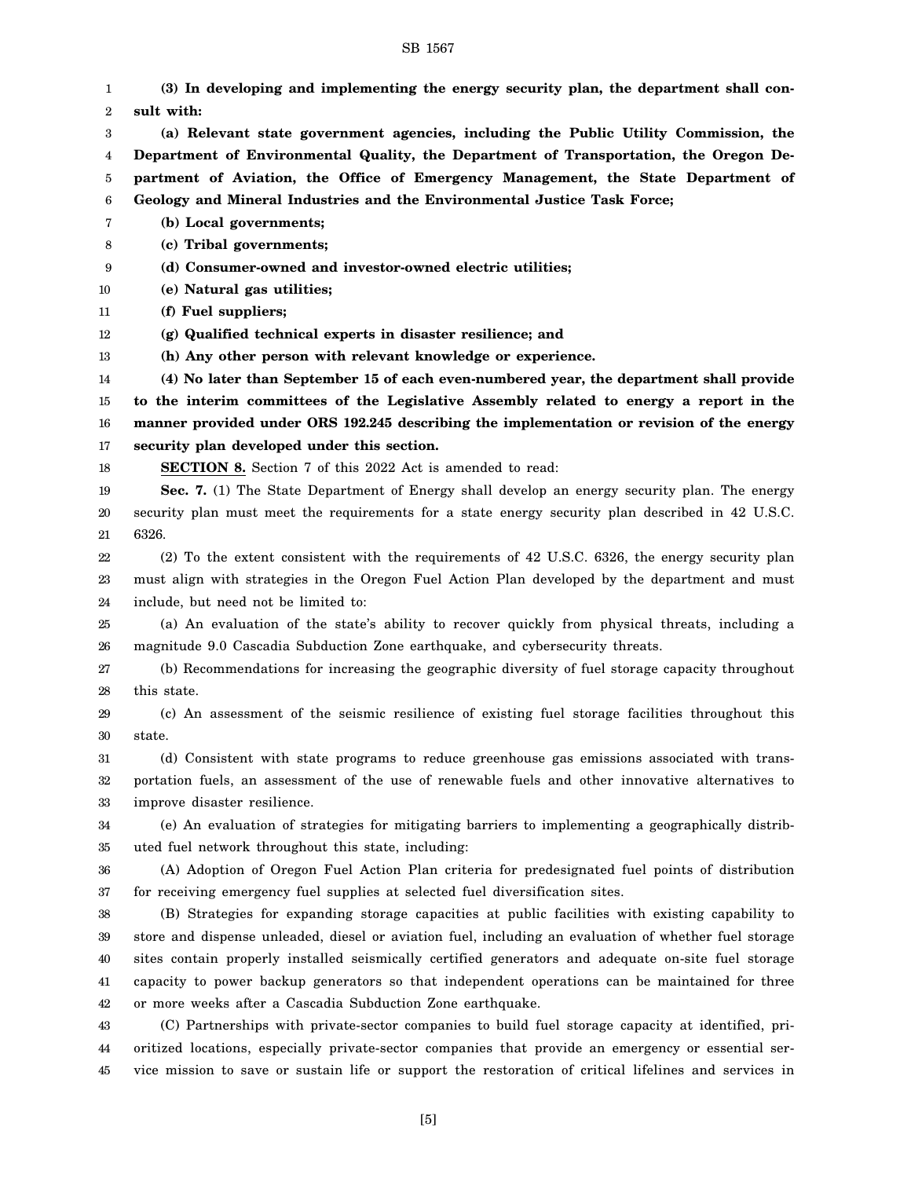**(3) In developing and implementing the energy security plan, the department shall consult with:**

**(a) Relevant state government agencies, including the Public Utility Commission, the Department of Environmental Quality, the Department of Transportation, the Oregon Department of Aviation, the Office of Emergency Management, the State Department of Geology and Mineral Industries and the Environmental Justice Task Force;**

**(b) Local governments;**

**(c) Tribal governments;**

**(d) Consumer-owned and investor-owned electric utilities;**

**(e) Natural gas utilities;**

**(f) Fuel suppliers;**

**(g) Qualified technical experts in disaster resilience; and**

**(h) Any other person with relevant knowledge or experience.**

**(4) No later than September 15 of each even-numbered year, the department shall provide to the interim committees of the Legislative Assembly related to energy a report in the manner provided under ORS 192.245 describing the implementation or revision of the energy security plan developed under this section.**

**SECTION 8.** Section 7 of this 2022 Act is amended to read:

**Sec. 7.** (1) The State Department of Energy shall develop an energy security plan. The energy security plan must meet the requirements for a state energy security plan described in 42 U.S.C. 6326.

(2) To the extent consistent with the requirements of 42 U.S.C. 6326, the energy security plan must align with strategies in the Oregon Fuel Action Plan developed by the department and must include, but need not be limited to:

(a) An evaluation of the state's ability to recover quickly from physical threats, including a magnitude 9.0 Cascadia Subduction Zone earthquake, and cybersecurity threats.

(b) Recommendations for increasing the geographic diversity of fuel storage capacity throughout this state.

(c) An assessment of the seismic resilience of existing fuel storage facilities throughout this state.

(d) Consistent with state programs to reduce greenhouse gas emissions associated with transportation fuels, an assessment of the use of renewable fuels and other innovative alternatives to improve disaster resilience.

(e) An evaluation of strategies for mitigating barriers to implementing a geographically distributed fuel network throughout this state, including:

(A) Adoption of Oregon Fuel Action Plan criteria for predesignated fuel points of distribution for receiving emergency fuel supplies at selected fuel diversification sites.

(B) Strategies for expanding storage capacities at public facilities with existing capability to store and dispense unleaded, diesel or aviation fuel, including an evaluation of whether fuel storage sites contain properly installed seismically certified generators and adequate on-site fuel storage capacity to power backup generators so that independent operations can be maintained for three or more weeks after a Cascadia Subduction Zone earthquake.

(C) Partnerships with private-sector companies to build fuel storage capacity at identified, prioritized locations, especially private-sector companies that provide an emergency or essential service mission to save or sustain life or support the restoration of critical lifelines and services in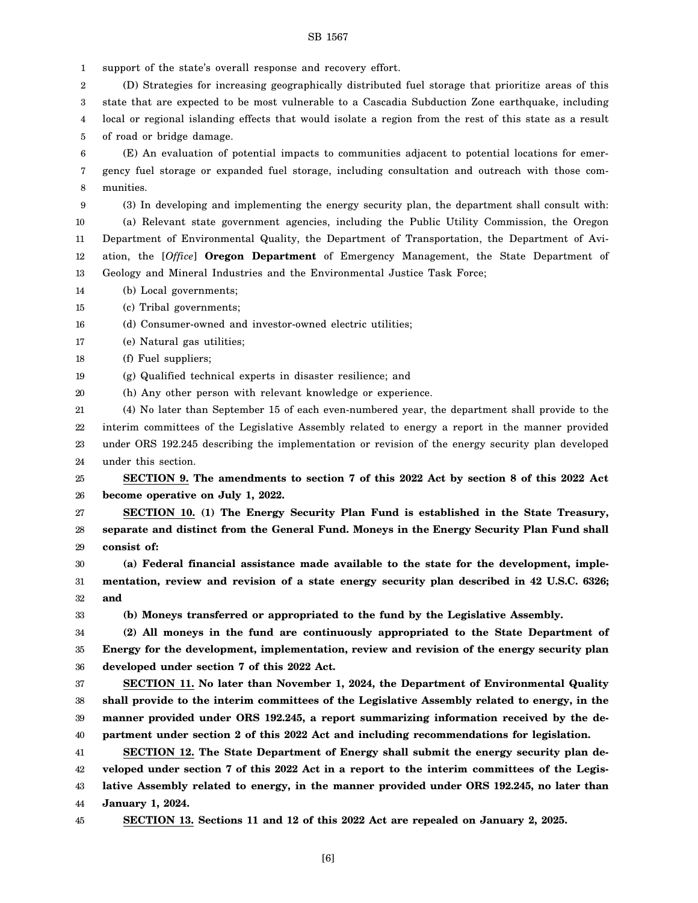support of the state's overall response and recovery effort.

(D) Strategies for increasing geographically distributed fuel storage that prioritize areas of this state that are expected to be most vulnerable to a Cascadia Subduction Zone earthquake, including local or regional islanding effects that would isolate a region from the rest of this state as a result of road or bridge damage.

(E) An evaluation of potential impacts to communities adjacent to potential locations for emergency fuel storage or expanded fuel storage, including consultation and outreach with those communities.

(3) In developing and implementing the energy security plan, the department shall consult with:

(a) Relevant state government agencies, including the Public Utility Commission, the Oregon Department of Environmental Quality, the Department of Transportation, the Department of Aviation, the [*Office*] **Oregon Department** of Emergency Management, the State Department of Geology and Mineral Industries and the Environmental Justice Task Force;

(b) Local governments;

(c) Tribal governments;

(d) Consumer-owned and investor-owned electric utilities;

(e) Natural gas utilities;

(f) Fuel suppliers;

(g) Qualified technical experts in disaster resilience; and

(h) Any other person with relevant knowledge or experience.

(4) No later than September 15 of each even-numbered year, the department shall provide to the interim committees of the Legislative Assembly related to energy a report in the manner provided under ORS 192.245 describing the implementation or revision of the energy security plan developed under this section.

**SECTION 9. The amendments to section 7 of this 2022 Act by section 8 of this 2022 Act become operative on July 1, 2022.**

**SECTION 10. (1) The Energy Security Plan Fund is established in the State Treasury, separate and distinct from the General Fund. Moneys in the Energy Security Plan Fund shall consist of:**

**(a) Federal financial assistance made available to the state for the development, implementation, review and revision of a state energy security plan described in 42 U.S.C. 6326; and**

**(b) Moneys transferred or appropriated to the fund by the Legislative Assembly.**

**(2) All moneys in the fund are continuously appropriated to the State Department of Energy for the development, implementation, review and revision of the energy security plan developed under section 7 of this 2022 Act.**

**SECTION 11. No later than November 1, 2024, the Department of Environmental Quality shall provide to the interim committees of the Legislative Assembly related to energy, in the manner provided under ORS 192.245, a report summarizing information received by the department under section 2 of this 2022 Act and including recommendations for legislation.**

**SECTION 12. The State Department of Energy shall submit the energy security plan developed under section 7 of this 2022 Act in a report to the interim committees of the Legislative Assembly related to energy, in the manner provided under ORS 192.245, no later than January 1, 2024.**

**SECTION 13. Sections 11 and 12 of this 2022 Act are repealed on January 2, 2025.**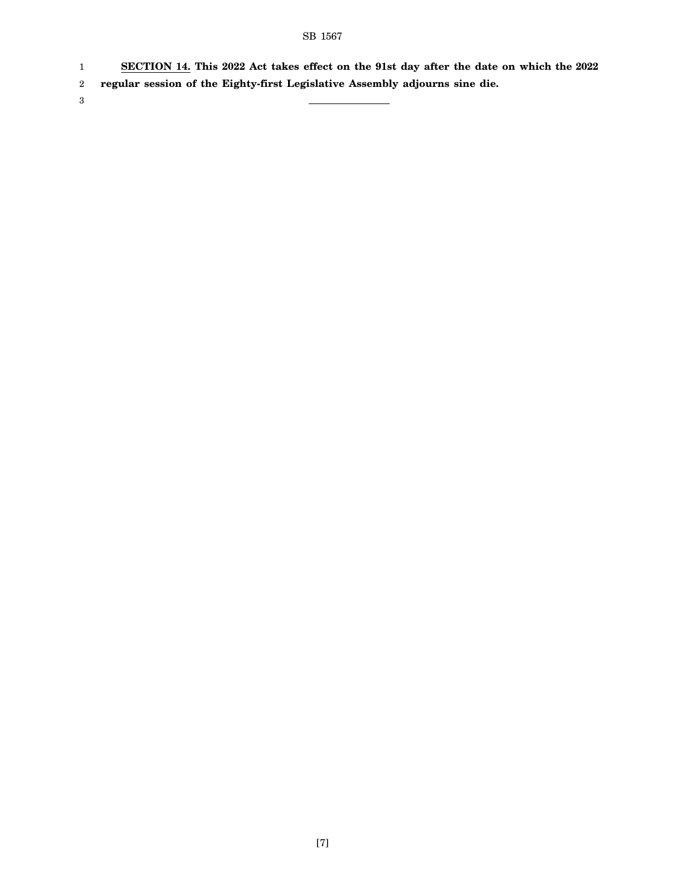**SECTION 14. This 2022 Act takes effect on the 91st day after the date on which the 2022 regular session of the Eighty-first Legislative Assembly adjourns sine die.**

---